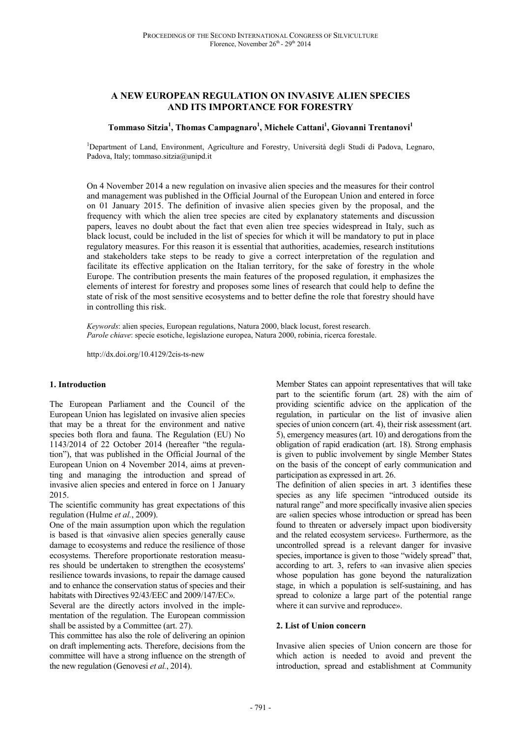# A NEW EUROPEAN REGULATION ON INVASIVE ALIEN SPECIES AND ITS IMPORTANCE FOR FORESTRY

**Tommaso Sitzia[1], Thomas Campagnaro[1], Michele Cattani[1], Giovanni Trentanovi[1]**

[1]Department of Land, Environment, Agriculture and Forestry, Università degli Studi di Padova, Legnaro, Padova, Italy; tommaso.sitzia@unipd.it

On 4 November 2014 a new regulation on invasive alien species and the measures for their control and management was published in the Official Journal of the European Union and entered in force on 01 January 2015. The definition of invasive alien species given by the proposal, and the frequency with which the alien tree species are cited by explanatory statements and discussion papers, leaves no doubt about the fact that even alien tree species widespread in Italy, such as black locust, could be included in the list of species for which it will be mandatory to put in place regulatory measures. For this reason it is essential that authorities, academies, research institutions and stakeholders take steps to be ready to give a correct interpretation of the regulation and facilitate its effective application on the Italian territory, for the sake of forestry in the whole Europe. The contribution presents the main features of the proposed regulation, it emphasizes the elements of interest for forestry and proposes some lines of research that could help to define the state of risk of the most sensitive ecosystems and to better define the role that forestry should have in controlling this risk.

*Keywords*: alien species, European regulations, Natura 2000, black locust, forest research.
*Parole chiave*: specie esotiche, legislazione europea, Natura 2000, robinia, ricerca forestale.

http://dx.doi.org/10.4129/2cis-ts-new

## 1. Introduction

The European Parliament and the Council of the European Union has legislated on invasive alien species that may be a threat for the environment and native species both flora and fauna. The Regulation (EU) No 1143/2014 of 22 October 2014 (hereafter "the regulation"), that was published in the Official Journal of the European Union on 4 November 2014, aims at preventing and managing the introduction and spread of invasive alien species and entered in force on 1 January 2015.

The scientific community has great expectations of this regulation (Hulme *et al.*, 2009).

One of the main assumption upon which the regulation is based is that «invasive alien species generally cause damage to ecosystems and reduce the resilience of those ecosystems. Therefore proportionate restoration measures should be undertaken to strengthen the ecosystems' resilience towards invasions, to repair the damage caused and to enhance the conservation status of species and their habitats with Directives 92/43/EEC and 2009/147/EC».

Several are the directly actors involved in the implementation of the regulation. The European commission shall be assisted by a Committee (art. 27).

This committee has also the role of delivering an opinion on draft implementing acts. Therefore, decisions from the committee will have a strong influence on the strength of the new regulation (Genovesi *et al.*, 2014).

Member States can appoint representatives that will take part to the scientific forum (art. 28) with the aim of providing scientific advice on the application of the regulation, in particular on the list of invasive alien species of union concern (art. 4), their risk assessment (art. 5), emergency measures (art. 10) and derogations from the obligation of rapid eradication (art. 18). Strong emphasis is given to public involvement by single Member States on the basis of the concept of early communication and participation as expressed in art. 26.

The definition of alien species in art. 3 identifies these species as any life specimen "introduced outside its natural range" and more specifically invasive alien species are «alien species whose introduction or spread has been found to threaten or adversely impact upon biodiversity and the related ecosystem services». Furthermore, as the uncontrolled spread is a relevant danger for invasive species, importance is given to those "widely spread" that, according to art. 3, refers to «an invasive alien species whose population has gone beyond the naturalization stage, in which a population is self-sustaining, and has spread to colonize a large part of the potential range where it can survive and reproduce».

## 2. List of Union concern

Invasive alien species of Union concern are those for which action is needed to avoid and prevent the introduction, spread and establishment at Community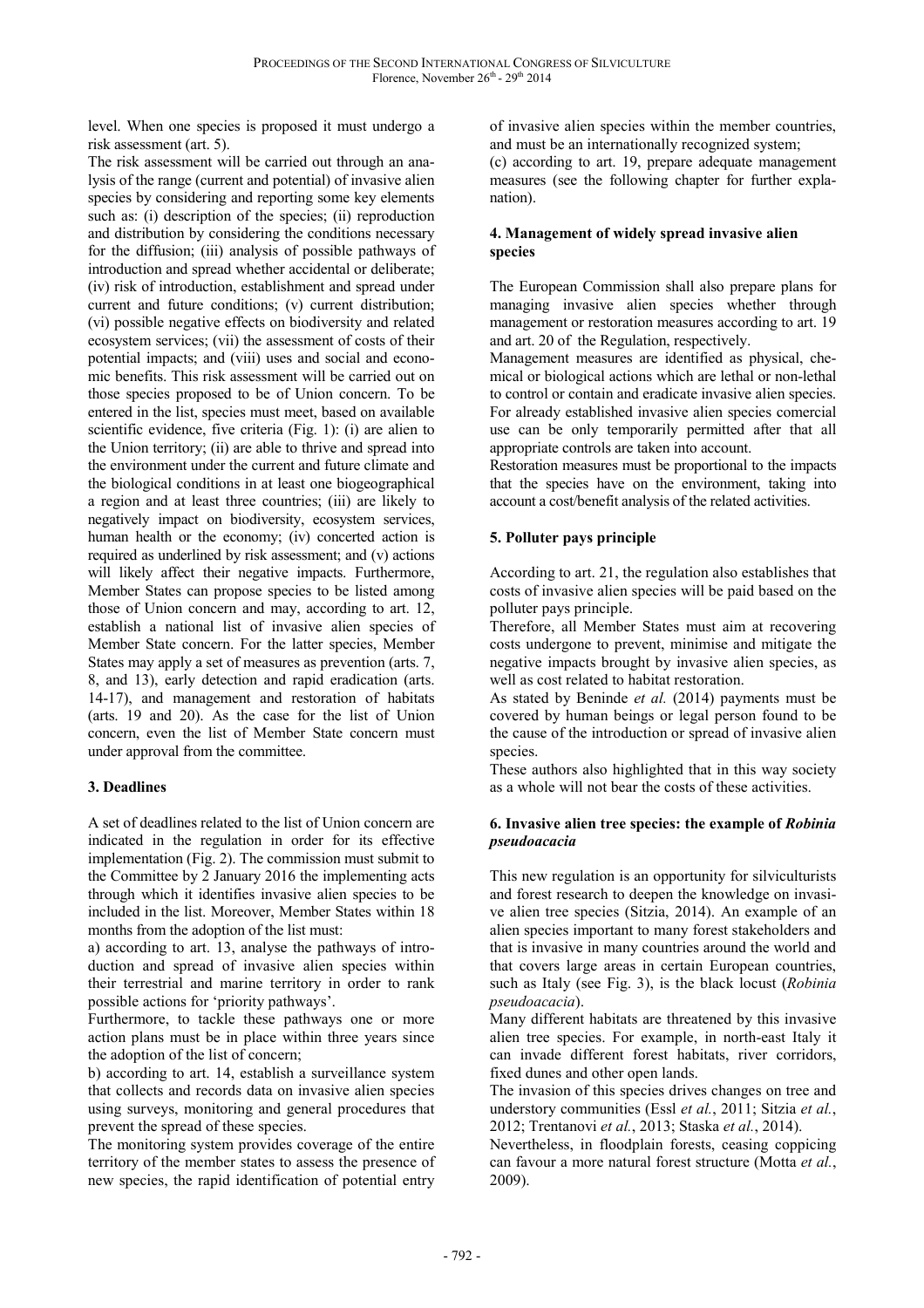level. When one species is proposed it must undergo a risk assessment (art. 5).

The risk assessment will be carried out through an analysis of the range (current and potential) of invasive alien species by considering and reporting some key elements such as: (i) description of the species; (ii) reproduction and distribution by considering the conditions necessary for the diffusion; (iii) analysis of possible pathways of introduction and spread whether accidental or deliberate; (iv) risk of introduction, establishment and spread under current and future conditions; (v) current distribution; (vi) possible negative effects on biodiversity and related ecosystem services; (vii) the assessment of costs of their potential impacts; and (viii) uses and social and economic benefits. This risk assessment will be carried out on those species proposed to be of Union concern. To be entered in the list, species must meet, based on available scientific evidence, five criteria (Fig. 1): (i) are alien to the Union territory; (ii) are able to thrive and spread into the environment under the current and future climate and the biological conditions in at least one biogeographical a region and at least three countries; (iii) are likely to negatively impact on biodiversity, ecosystem services, human health or the economy; (iv) concerted action is required as underlined by risk assessment; and (v) actions will likely affect their negative impacts. Furthermore, Member States can propose species to be listed among those of Union concern and may, according to art. 12, establish a national list of invasive alien species of Member State concern. For the latter species, Member States may apply a set of measures as prevention (arts. 7, 8, and 13), early detection and rapid eradication (arts. 14-17), and management and restoration of habitats (arts. 19 and 20). As the case for the list of Union concern, even the list of Member State concern must under approval from the committee.

## 3. Deadlines

A set of deadlines related to the list of Union concern are indicated in the regulation in order for its effective implementation (Fig. 2). The commission must submit to the Committee by 2 January 2016 the implementing acts through which it identifies invasive alien species to be included in the list. Moreover, Member States within 18 months from the adoption of the list must:

a) according to art. 13, analyse the pathways of introduction and spread of invasive alien species within their terrestrial and marine territory in order to rank possible actions for 'priority pathways'.

Furthermore, to tackle these pathways one or more action plans must be in place within three years since the adoption of the list of concern;

b) according to art. 14, establish a surveillance system that collects and records data on invasive alien species using surveys, monitoring and general procedures that prevent the spread of these species.

The monitoring system provides coverage of the entire territory of the member states to assess the presence of new species, the rapid identification of potential entry of invasive alien species within the member countries, and must be an internationally recognized system;

(c) according to art. 19, prepare adequate management measures (see the following chapter for further explanation).

## 4. Management of widely spread invasive alien species

The European Commission shall also prepare plans for managing invasive alien species whether through management or restoration measures according to art. 19 and art. 20 of the Regulation, respectively.

Management measures are identified as physical, chemical or biological actions which are lethal or non-lethal to control or contain and eradicate invasive alien species. For already established invasive alien species comercial use can be only temporarily permitted after that all appropriate controls are taken into account.

Restoration measures must be proportional to the impacts that the species have on the environment, taking into account a cost/benefit analysis of the related activities.

## 5. Polluter pays principle

According to art. 21, the regulation also establishes that costs of invasive alien species will be paid based on the polluter pays principle.

Therefore, all Member States must aim at recovering costs undergone to prevent, minimise and mitigate the negative impacts brought by invasive alien species, as well as cost related to habitat restoration.

As stated by Beninde *et al.* (2014) payments must be covered by human beings or legal person found to be the cause of the introduction or spread of invasive alien species.

These authors also highlighted that in this way society as a whole will not bear the costs of these activities.

## 6. Invasive alien tree species: the example of *Robinia pseudoacacia*

This new regulation is an opportunity for silviculturists and forest research to deepen the knowledge on invasive alien tree species (Sitzia, 2014). An example of an alien species important to many forest stakeholders and that is invasive in many countries around the world and that covers large areas in certain European countries, such as Italy (see Fig. 3), is the black locust (*Robinia pseudoacacia*).

Many different habitats are threatened by this invasive alien tree species. For example, in north-east Italy it can invade different forest habitats, river corridors, fixed dunes and other open lands.

The invasion of this species drives changes on tree and understory communities (Essl *et al.*, 2011; Sitzia *et al.*, 2012; Trentanovi *et al.*, 2013; Staska *et al.*, 2014).

Nevertheless, in floodplain forests, ceasing coppicing can favour a more natural forest structure (Motta *et al.*, 2009).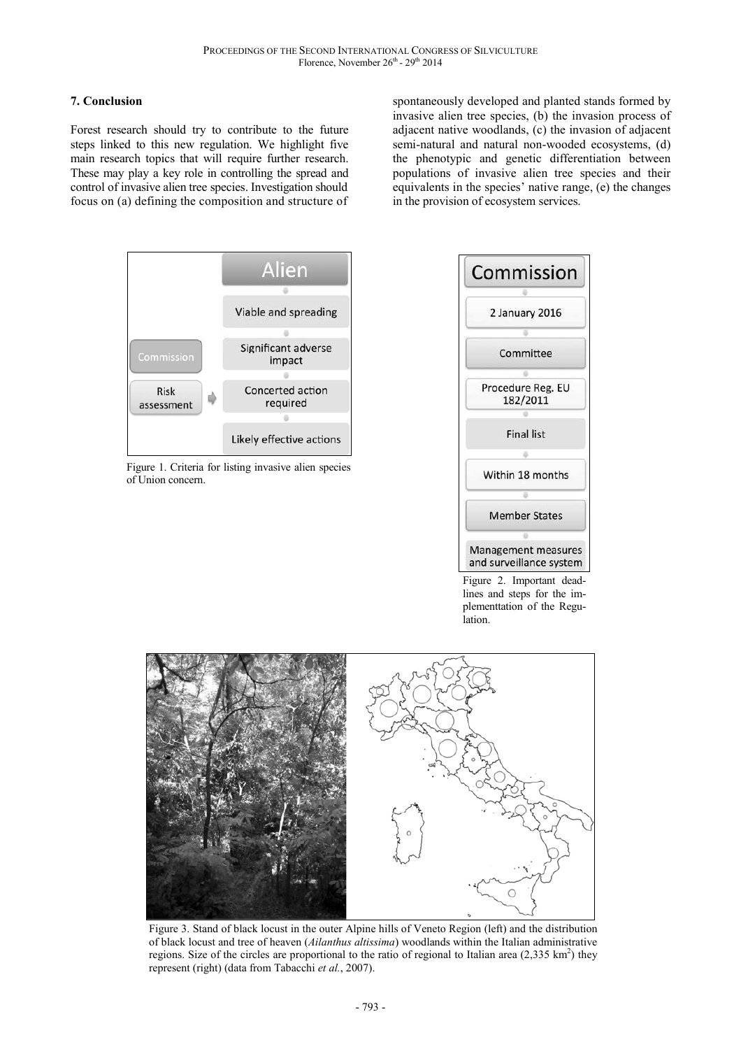## 7. Conclusion

Forest research should try to contribute to the future steps linked to this new regulation. We highlight five main research topics that will require further research. These may play a key role in controlling the spread and control of invasive alien tree species. Investigation should focus on (a) defining the composition and structure of spontaneously developed and planted stands formed by invasive alien tree species, (b) the invasion process of adjacent native woodlands, (c) the invasion of adjacent semi-natural and natural non-wooded ecosystems, (d) the phenotypic and genetic differentiation between populations of invasive alien tree species and their equivalents in the species' native range, (e) the changes in the provision of ecosystem services.

Alien

Viable and spreading

Commission

Significant adverse impact

Risk assessment

Concerted action required

Likely effective actions

Figure 1. Criteria for listing invasive alien species of Union concern.

Commission

2 January 2016

Committee

Procedure Reg. EU 182/2011

Final list

Within 18 months

Member States

Management measures and surveillance system

Figure 2. Important deadlines and steps for the implementtation of the Regulation.

Figure 3. Stand of black locust in the outer Alpine hills of Veneto Region (left) and the distribution of black locust and tree of heaven (*Ailanthus altissima*) woodlands within the Italian administrative regions. Size of the circles are proportional to the ratio of regional to Italian area (2,335 km$^2$) they represent (right) (data from Tabacchi *et al.*, 2007).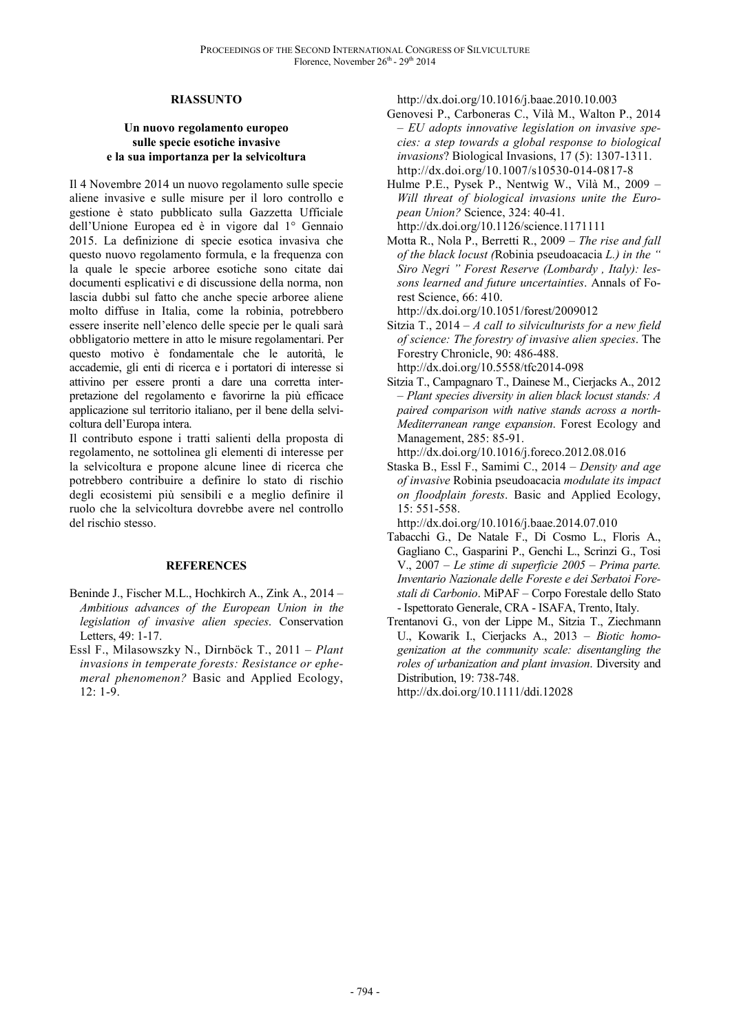## RIASSUNTO

### Un nuovo regolamento europeo sulle specie esotiche invasive e la sua importanza per la selvicoltura

Il 4 Novembre 2014 un nuovo regolamento sulle specie aliene invasive e sulle misure per il loro controllo e gestione è stato pubblicato sulla Gazzetta Ufficiale dell'Unione Europea ed è in vigore dal 1° Gennaio 2015. La definizione di specie esotica invasiva che questo nuovo regolamento formula, e la frequenza con la quale le specie arboree esotiche sono citate dai documenti esplicativi e di discussione della norma, non lascia dubbi sul fatto che anche specie arboree aliene molto diffuse in Italia, come la robinia, potrebbero essere inserite nell'elenco delle specie per le quali sarà obbligatorio mettere in atto le misure regolamentari. Per questo motivo è fondamentale che le autorità, le accademie, gli enti di ricerca e i portatori di interesse si attivino per essere pronti a dare una corretta interpretazione del regolamento e favorirne la più efficace applicazione sul territorio italiano, per il bene della selvicoltura dell'Europa intera.

Il contributo espone i tratti salienti della proposta di regolamento, ne sottolinea gli elementi di interesse per la selvicoltura e propone alcune linee di ricerca che potrebbero contribuire a definire lo stato di rischio degli ecosistemi più sensibili e a meglio definire il ruolo che la selvicoltura dovrebbe avere nel controllo del rischio stesso.

## REFERENCES

Beninde J., Fischer M.L., Hochkirch A., Zink A., 2014 – *Ambitious advances of the European Union in the legislation of invasive alien species*. Conservation Letters, 49: 1-17.

Essl F., Milasowszky N., Dirnböck T., 2011 – *Plant invasions in temperate forests: Resistance or ephemeral phenomenon?* Basic and Applied Ecology, 12: 1-9. http://dx.doi.org/10.1016/j.baae.2010.10.003

Genovesi P., Carboneras C., Vilà M., Walton P., 2014 – *EU adopts innovative legislation on invasive species: a step towards a global response to biological invasions*? Biological Invasions, 17 (5): 1307-1311. http://dx.doi.org/10.1007/s10530-014-0817-8

Hulme P.E., Pysek P., Nentwig W., Vilà M., 2009 – *Will threat of biological invasions unite the European Union?* Science, 324: 40-41. http://dx.doi.org/10.1126/science.1171111

Motta R., Nola P., Berretti R., 2009 – *The rise and fall of the black locust (*Robinia pseudoacacia *L.) in the " Siro Negri " Forest Reserve (Lombardy , Italy): lessons learned and future uncertainties*. Annals of Forest Science, 66: 410. http://dx.doi.org/10.1051/forest/2009012

Sitzia T., 2014 – *A call to silviculturists for a new field of science: The forestry of invasive alien species*. The Forestry Chronicle, 90: 486-488. http://dx.doi.org/10.5558/tfc2014-098

Sitzia T., Campagnaro T., Dainese M., Cierjacks A., 2012 – *Plant species diversity in alien black locust stands: A paired comparison with native stands across a north-Mediterranean range expansion*. Forest Ecology and Management, 285: 85-91. http://dx.doi.org/10.1016/j.foreco.2012.08.016

Staska B., Essl F., Samimi C., 2014 – *Density and age of invasive* Robinia pseudoacacia *modulate its impact on floodplain forests*. Basic and Applied Ecology, 15: 551-558. http://dx.doi.org/10.1016/j.baae.2014.07.010

Tabacchi G., De Natale F., Di Cosmo L., Floris A., Gagliano C., Gasparini P., Genchi L., Scrinzi G., Tosi V., 2007 – *Le stime di superficie 2005 – Prima parte. Inventario Nazionale delle Foreste e dei Serbatoi Forestali di Carbonio*. MiPAF – Corpo Forestale dello Stato - Ispettorato Generale, CRA - ISAFA, Trento, Italy.

Trentanovi G., von der Lippe M., Sitzia T., Ziechmann U., Kowarik I., Cierjacks A., 2013 – *Biotic homogenization at the community scale: disentangling the roles of urbanization and plant invasion*. Diversity and Distribution, 19: 738-748. http://dx.doi.org/10.1111/ddi.12028